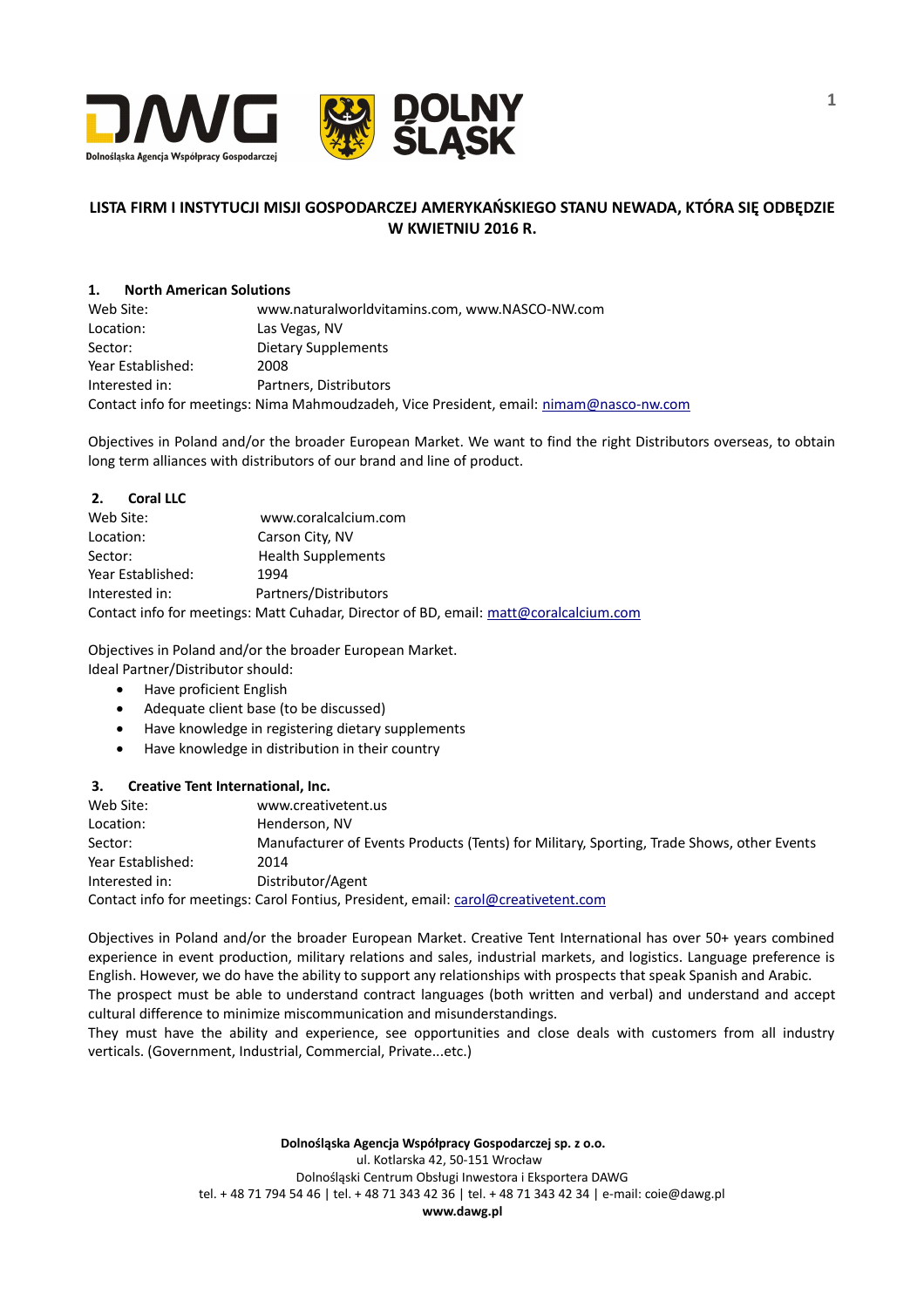# LISTA FIRM I INSTYTUCJI MISJI GOSPODARCZEJ AMERYKAŃSKIEGO STANU NEWADA, KTÓRA SIĘ ODBĘDZIE W KWIETNIU 2016 R.

## 1. North American Solutions

Web Site: www.naturalworldvitamins.com, www.NASCO-NW.com
Location: Las Vegas, NV
Sector: Dietary Supplements
Year Established: 2008
Interested in: Partners, Distributors
Contact info for meetings: Nima Mahmoudzadeh, Vice President, email: nimam@nasco-nw.com

Objectives in Poland and/or the broader European Market. We want to find the right Distributors overseas, to obtain long term alliances with distributors of our brand and line of product.

## 2. Coral LLC

Web Site: www.coralcalcium.com
Location: Carson City, NV
Sector: Health Supplements
Year Established: 1994
Interested in: Partners/Distributors
Contact info for meetings: Matt Cuhadar, Director of BD, email: matt@coralcalcium.com

Objectives in Poland and/or the broader European Market.
Ideal Partner/Distributor should:

- Have proficient English
- Adequate client base (to be discussed)
- Have knowledge in registering dietary supplements
- Have knowledge in distribution in their country

## 3. Creative Tent International, Inc.

Web Site: www.creativetent.us
Location: Henderson, NV
Sector: Manufacturer of Events Products (Tents) for Military, Sporting, Trade Shows, other Events
Year Established: 2014
Interested in: Distributor/Agent
Contact info for meetings: Carol Fontius, President, email: carol@creativetent.com

Objectives in Poland and/or the broader European Market. Creative Tent International has over 50+ years combined experience in event production, military relations and sales, industrial markets, and logistics. Language preference is English. However, we do have the ability to support any relationships with prospects that speak Spanish and Arabic.
The prospect must be able to understand contract languages (both written and verbal) and understand and accept cultural difference to minimize miscommunication and misunderstandings.
They must have the ability and experience, see opportunities and close deals with customers from all industry verticals. (Government, Industrial, Commercial, Private...etc.)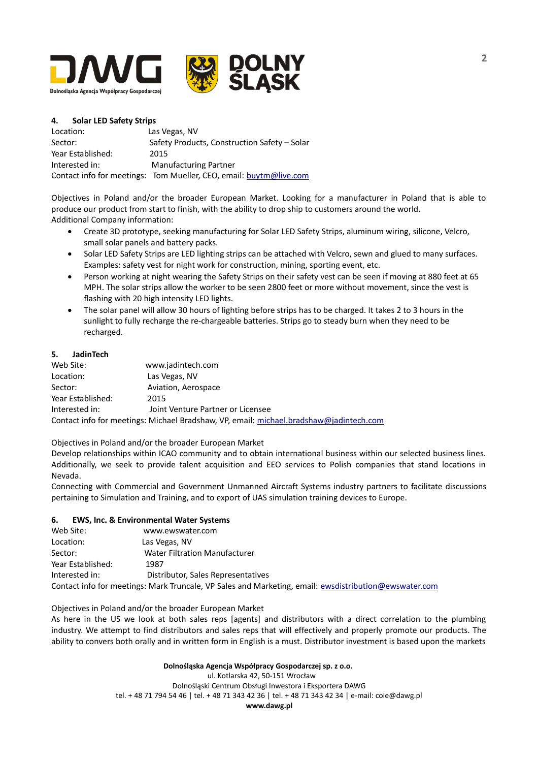#### 4. Solar LED Safety Strips

Location: Las Vegas, NV
Sector: Safety Products, Construction Safety – Solar
Year Established: 2015
Interested in: Manufacturing Partner
Contact info for meetings: Tom Mueller, CEO, email: buytm@live.com

Objectives in Poland and/or the broader European Market. Looking for a manufacturer in Poland that is able to produce our product from start to finish, with the ability to drop ship to customers around the world.
Additional Company information:

- Create 3D prototype, seeking manufacturing for Solar LED Safety Strips, aluminum wiring, silicone, Velcro, small solar panels and battery packs.
- Solar LED Safety Strips are LED lighting strips can be attached with Velcro, sewn and glued to many surfaces. Examples: safety vest for night work for construction, mining, sporting event, etc.
- Person working at night wearing the Safety Strips on their safety vest can be seen if moving at 880 feet at 65 MPH. The solar strips allow the worker to be seen 2800 feet or more without movement, since the vest is flashing with 20 high intensity LED lights.
- The solar panel will allow 30 hours of lighting before strips has to be charged. It takes 2 to 3 hours in the sunlight to fully recharge the re-chargeable batteries. Strips go to steady burn when they need to be recharged.

#### 5. JadinTech

Web Site: www.jadintech.com
Location: Las Vegas, NV
Sector: Aviation, Aerospace
Year Established: 2015
Interested in: Joint Venture Partner or Licensee
Contact info for meetings: Michael Bradshaw, VP, email: michael.bradshaw@jadintech.com

Objectives in Poland and/or the broader European Market
Develop relationships within ICAO community and to obtain international business within our selected business lines. Additionally, we seek to provide talent acquisition and EEO services to Polish companies that stand locations in Nevada.
Connecting with Commercial and Government Unmanned Aircraft Systems industry partners to facilitate discussions pertaining to Simulation and Training, and to export of UAS simulation training devices to Europe.

#### 6. EWS, Inc. & Environmental Water Systems

Web Site: www.ewswater.com
Location: Las Vegas, NV
Sector: Water Filtration Manufacturer
Year Established: 1987
Interested in: Distributor, Sales Representatives
Contact info for meetings: Mark Truncale, VP Sales and Marketing, email: ewsdistribution@ewswater.com

Objectives in Poland and/or the broader European Market
As here in the US we look at both sales reps [agents] and distributors with a direct correlation to the plumbing industry. We attempt to find distributors and sales reps that will effectively and properly promote our products. The ability to convers both orally and in written form in English is a must. Distributor investment is based upon the markets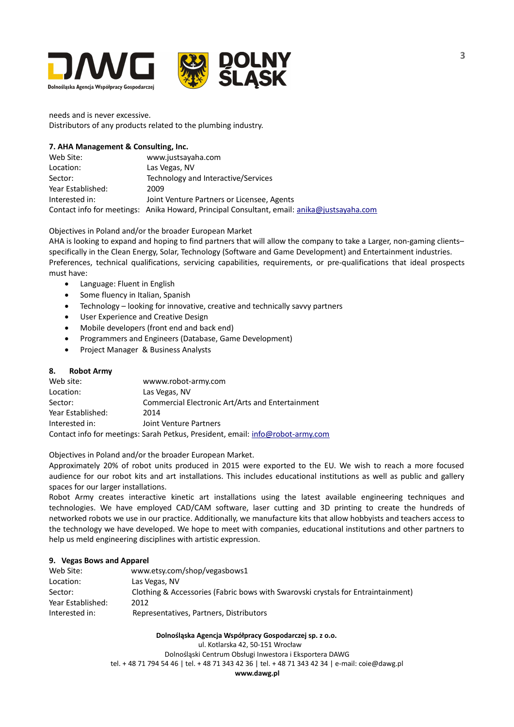needs and is never excessive.
Distributors of any products related to the plumbing industry.

**7. AHA Management & Consulting, Inc.**

Web Site: www.justsayaha.com
Location: Las Vegas, NV
Sector: Technology and Interactive/Services
Year Established: 2009
Interested in: Joint Venture Partners or Licensee, Agents
Contact info for meetings: Anika Howard, Principal Consultant, email: anika@justsayaha.com

Objectives in Poland and/or the broader European Market
AHA is looking to expand and hoping to find partners that will allow the company to take a Larger, non-gaming clients– specifically in the Clean Energy, Solar, Technology (Software and Game Development) and Entertainment industries.
Preferences, technical qualifications, servicing capabilities, requirements, or pre-qualifications that ideal prospects must have:

- Language: Fluent in English
- Some fluency in Italian, Spanish
- Technology – looking for innovative, creative and technically savvy partners
- User Experience and Creative Design
- Mobile developers (front end and back end)
- Programmers and Engineers (Database, Game Development)
- Project Manager & Business Analysts

**8. Robot Army**

Web site: wwww.robot-army.com
Location: Las Vegas, NV
Sector: Commercial Electronic Art/Arts and Entertainment
Year Established: 2014
Interested in: Joint Venture Partners
Contact info for meetings: Sarah Petkus, President, email: info@robot-army.com

Objectives in Poland and/or the broader European Market.
Approximately 20% of robot units produced in 2015 were exported to the EU. We wish to reach a more focused audience for our robot kits and art installations. This includes educational institutions as well as public and gallery spaces for our larger installations.
Robot Army creates interactive kinetic art installations using the latest available engineering techniques and technologies. We have employed CAD/CAM software, laser cutting and 3D printing to create the hundreds of networked robots we use in our practice. Additionally, we manufacture kits that allow hobbyists and teachers access to the technology we have developed. We hope to meet with companies, educational institutions and other partners to help us meld engineering disciplines with artistic expression.

**9. Vegas Bows and Apparel**

Web Site: www.etsy.com/shop/vegasbows1
Location: Las Vegas, NV
Sector: Clothing & Accessories (Fabric bows with Swarovski crystals for Entraintainment)
Year Established: 2012
Interested in: Representatives, Partners, Distributors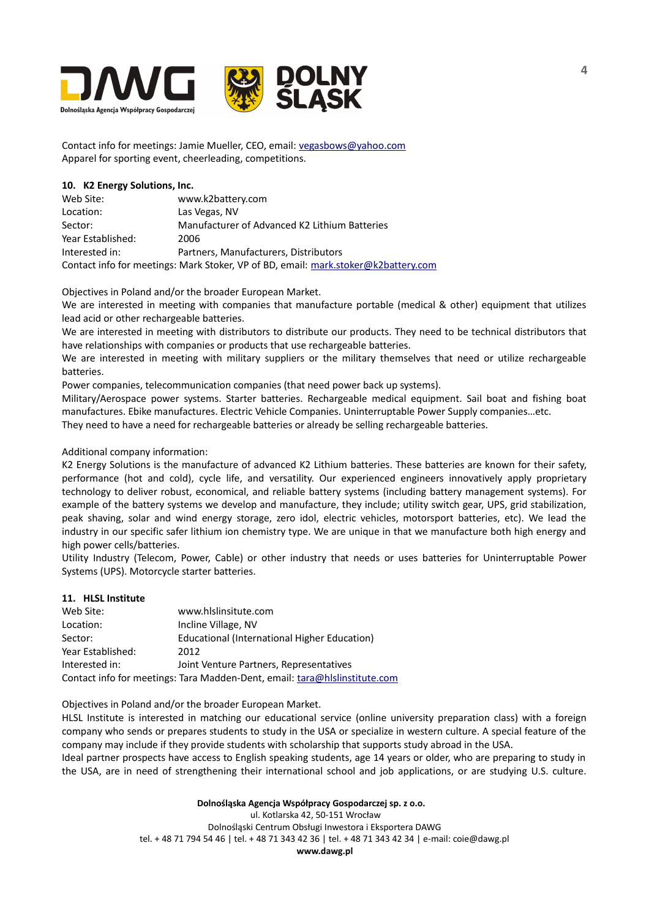Contact info for meetings: Jamie Mueller, CEO, email: vegasbows@yahoo.com
Apparel for sporting event, cheerleading, competitions.

**10. K2 Energy Solutions, Inc.**

| | |
|---|---|
| Web Site: | www.k2battery.com |
| Location: | Las Vegas, NV |
| Sector: | Manufacturer of Advanced K2 Lithium Batteries |
| Year Established: | 2006 |
| Interested in: | Partners, Manufacturers, Distributors |

Contact info for meetings: Mark Stoker, VP of BD, email: mark.stoker@k2battery.com

Objectives in Poland and/or the broader European Market.
We are interested in meeting with companies that manufacture portable (medical & other) equipment that utilizes lead acid or other rechargeable batteries.
We are interested in meeting with distributors to distribute our products. They need to be technical distributors that have relationships with companies or products that use rechargeable batteries.
We are interested in meeting with military suppliers or the military themselves that need or utilize rechargeable batteries.
Power companies, telecommunication companies (that need power back up systems).
Military/Aerospace power systems. Starter batteries. Rechargeable medical equipment. Sail boat and fishing boat manufactures. Ebike manufactures. Electric Vehicle Companies. Uninterruptable Power Supply companies…etc.
They need to have a need for rechargeable batteries or already be selling rechargeable batteries.

Additional company information:
K2 Energy Solutions is the manufacture of advanced K2 Lithium batteries. These batteries are known for their safety, performance (hot and cold), cycle life, and versatility. Our experienced engineers innovatively apply proprietary technology to deliver robust, economical, and reliable battery systems (including battery management systems). For example of the battery systems we develop and manufacture, they include; utility switch gear, UPS, grid stabilization, peak shaving, solar and wind energy storage, zero idol, electric vehicles, motorsport batteries, etc). We lead the industry in our specific safer lithium ion chemistry type. We are unique in that we manufacture both high energy and high power cells/batteries.
Utility Industry (Telecom, Power, Cable) or other industry that needs or uses batteries for Uninterruptable Power Systems (UPS). Motorcycle starter batteries.

**11. HLSL Institute**

| | |
|---|---|
| Web Site: | www.hlslinsitute.com |
| Location: | Incline Village, NV |
| Sector: | Educational (International Higher Education) |
| Year Established: | 2012 |
| Interested in: | Joint Venture Partners, Representatives |

Contact info for meetings: Tara Madden-Dent, email: tara@hlslinstitute.com

Objectives in Poland and/or the broader European Market.
HLSL Institute is interested in matching our educational service (online university preparation class) with a foreign company who sends or prepares students to study in the USA or specialize in western culture. A special feature of the company may include if they provide students with scholarship that supports study abroad in the USA.
Ideal partner prospects have access to English speaking students, age 14 years or older, who are preparing to study in the USA, are in need of strengthening their international school and job applications, or are studying U.S. culture.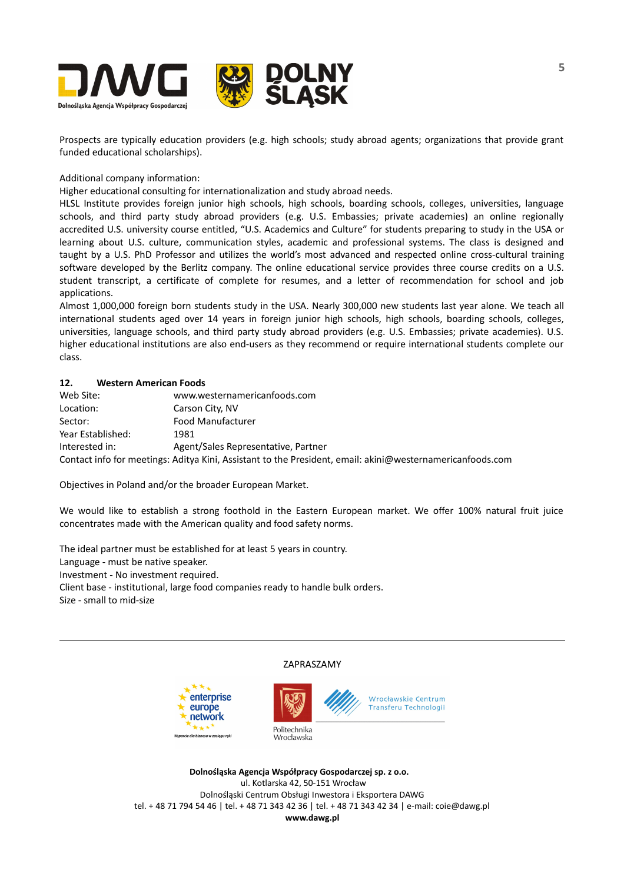Prospects are typically education providers (e.g. high schools; study abroad agents; organizations that provide grant funded educational scholarships).

Additional company information:
Higher educational consulting for internationalization and study abroad needs.
HLSL Institute provides foreign junior high schools, high schools, boarding schools, colleges, universities, language schools, and third party study abroad providers (e.g. U.S. Embassies; private academies) an online regionally accredited U.S. university course entitled, "U.S. Academics and Culture" for students preparing to study in the USA or learning about U.S. culture, communication styles, academic and professional systems. The class is designed and taught by a U.S. PhD Professor and utilizes the world's most advanced and respected online cross-cultural training software developed by the Berlitz company. The online educational service provides three course credits on a U.S. student transcript, a certificate of complete for resumes, and a letter of recommendation for school and job applications.
Almost 1,000,000 foreign born students study in the USA. Nearly 300,000 new students last year alone. We teach all international students aged over 14 years in foreign junior high schools, high schools, boarding schools, colleges, universities, language schools, and third party study abroad providers (e.g. U.S. Embassies; private academies). U.S. higher educational institutions are also end-users as they recommend or require international students complete our class.

**12. Western American Foods**

| | |
|---|---|
| Web Site: | www.westernamericanfoods.com |
| Location: | Carson City, NV |
| Sector: | Food Manufacturer |
| Year Established: | 1981 |
| Interested in: | Agent/Sales Representative, Partner |

Contact info for meetings: Aditya Kini, Assistant to the President, email: akini@westernamericanfoods.com

Objectives in Poland and/or the broader European Market.

We would like to establish a strong foothold in the Eastern European market. We offer 100% natural fruit juice concentrates made with the American quality and food safety norms.

The ideal partner must be established for at least 5 years in country.
Language - must be native speaker.
Investment - No investment required.
Client base - institutional, large food companies ready to handle bulk orders.
Size - small to mid-size

ZAPRASZAMY

**Dolnośląska Agencja Współpracy Gospodarczej sp. z o.o.**
ul. Kotlarska 42, 50-151 Wrocław
Dolnośląski Centrum Obsługi Inwestora i Eksportera DAWG
tel. + 48 71 794 54 46 | tel. + 48 71 343 42 36 | tel. + 48 71 343 42 34 | e-mail: coie@dawg.pl
**www.dawg.pl**